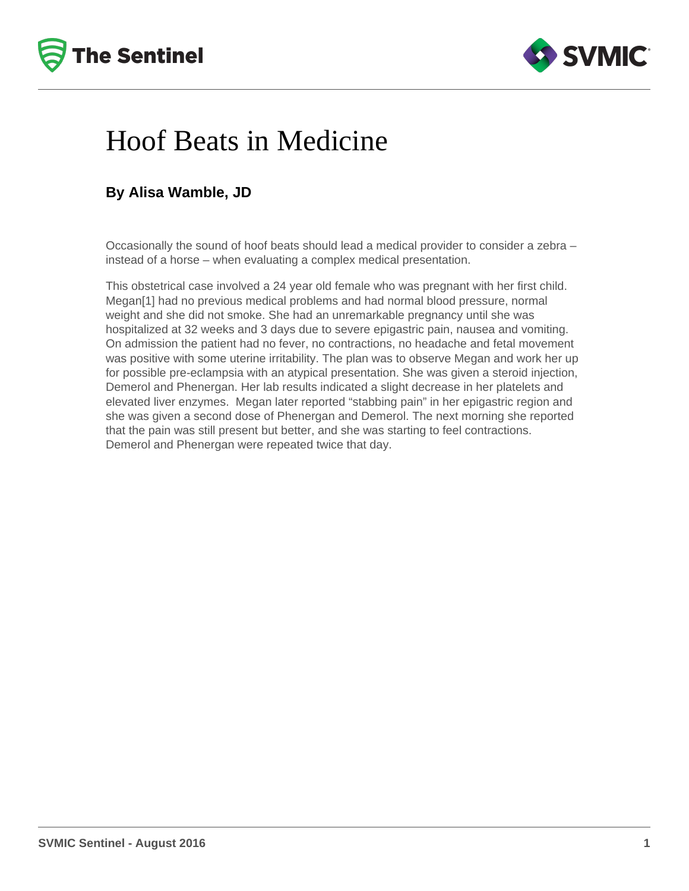# Hoof Beats in Medicine

**By Alisa Wamble, JD**

Occasionally the sound of hoof beats should lead a medical provider to consider a zebra – instead of a horse – when evaluating a complex medical presentation.

This obstetrical case involved a 24 year old female who was pregnant with her first child. Megan[1] had no previous medical problems and had normal blood pressure, normal weight and she did not smoke. She had an unremarkable pregnancy until she was hospitalized at 32 weeks and 3 days due to severe epigastric pain, nausea and vomiting. On admission the patient had no fever, no contractions, no headache and fetal movement was positive with some uterine irritability. The plan was to observe Megan and work her up for possible pre-eclampsia with an atypical presentation. She was given a steroid injection, Demerol and Phenergan. Her lab results indicated a slight decrease in her platelets and elevated liver enzymes. Megan later reported "stabbing pain" in her epigastric region and she was given a second dose of Phenergan and Demerol. The next morning she reported that the pain was still present but better, and she was starting to feel contractions. Demerol and Phenergan were repeated twice that day.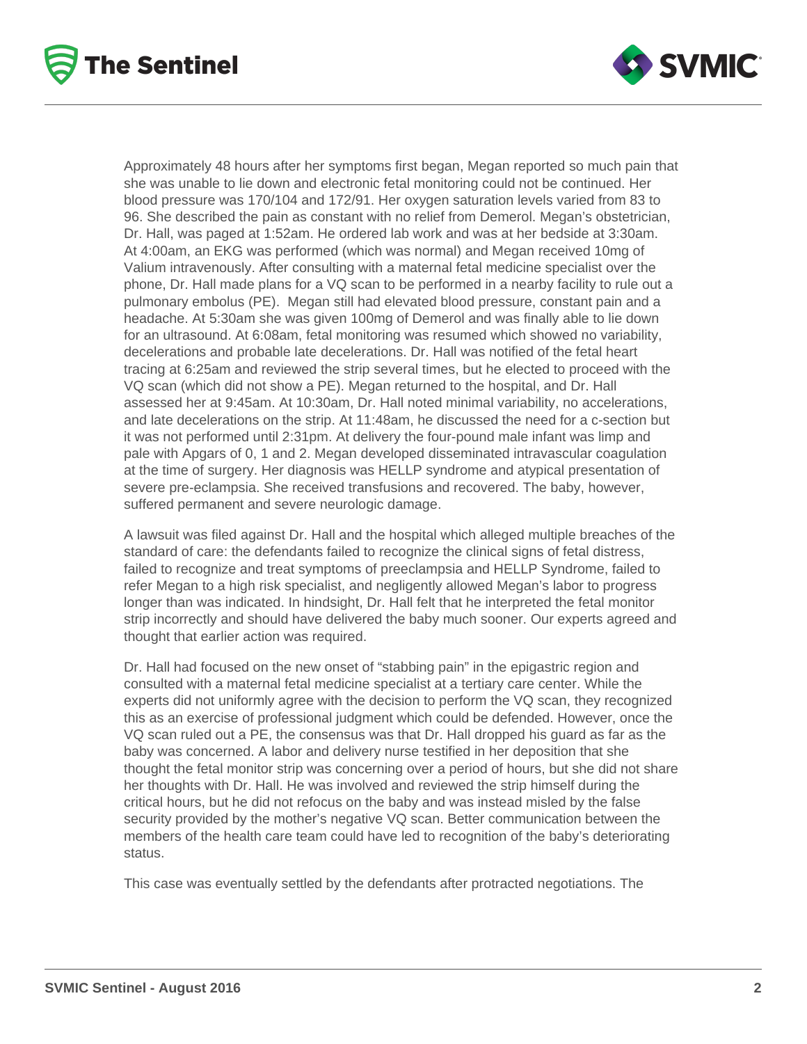Approximately 48 hours after her symptoms first began, Megan reported so much pain that she was unable to lie down and electronic fetal monitoring could not be continued. Her blood pressure was 170/104 and 172/91. Her oxygen saturation levels varied from 83 to 96. She described the pain as constant with no relief from Demerol. Megan's obstetrician, Dr. Hall, was paged at 1:52am. He ordered lab work and was at her bedside at 3:30am. At 4:00am, an EKG was performed (which was normal) and Megan received 10mg of Valium intravenously. After consulting with a maternal fetal medicine specialist over the phone, Dr. Hall made plans for a VQ scan to be performed in a nearby facility to rule out a pulmonary embolus (PE). Megan still had elevated blood pressure, constant pain and a headache. At 5:30am she was given 100mg of Demerol and was finally able to lie down for an ultrasound. At 6:08am, fetal monitoring was resumed which showed no variability, decelerations and probable late decelerations. Dr. Hall was notified of the fetal heart tracing at 6:25am and reviewed the strip several times, but he elected to proceed with the VQ scan (which did not show a PE). Megan returned to the hospital, and Dr. Hall assessed her at 9:45am. At 10:30am, Dr. Hall noted minimal variability, no accelerations, and late decelerations on the strip. At 11:48am, he discussed the need for a c-section but it was not performed until 2:31pm. At delivery the four-pound male infant was limp and pale with Apgars of 0, 1 and 2. Megan developed disseminated intravascular coagulation at the time of surgery. Her diagnosis was HELLP syndrome and atypical presentation of severe pre-eclampsia. She received transfusions and recovered. The baby, however, suffered permanent and severe neurologic damage.

A lawsuit was filed against Dr. Hall and the hospital which alleged multiple breaches of the standard of care: the defendants failed to recognize the clinical signs of fetal distress, failed to recognize and treat symptoms of preeclampsia and HELLP Syndrome, failed to refer Megan to a high risk specialist, and negligently allowed Megan's labor to progress longer than was indicated. In hindsight, Dr. Hall felt that he interpreted the fetal monitor strip incorrectly and should have delivered the baby much sooner. Our experts agreed and thought that earlier action was required.

Dr. Hall had focused on the new onset of "stabbing pain" in the epigastric region and consulted with a maternal fetal medicine specialist at a tertiary care center. While the experts did not uniformly agree with the decision to perform the VQ scan, they recognized this as an exercise of professional judgment which could be defended. However, once the VQ scan ruled out a PE, the consensus was that Dr. Hall dropped his guard as far as the baby was concerned. A labor and delivery nurse testified in her deposition that she thought the fetal monitor strip was concerning over a period of hours, but she did not share her thoughts with Dr. Hall. He was involved and reviewed the strip himself during the critical hours, but he did not refocus on the baby and was instead misled by the false security provided by the mother's negative VQ scan. Better communication between the members of the health care team could have led to recognition of the baby's deteriorating status.

This case was eventually settled by the defendants after protracted negotiations. The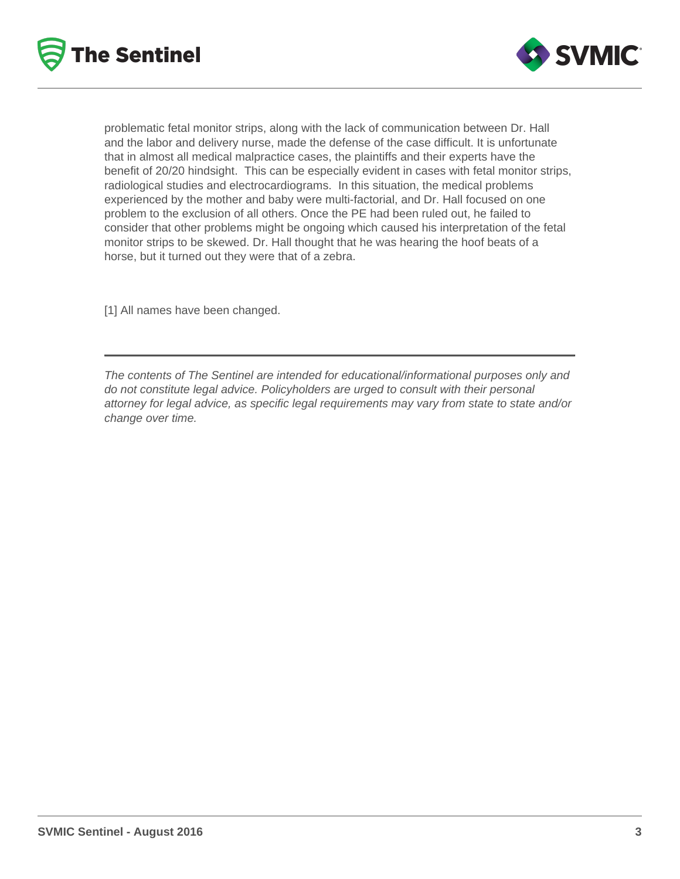problematic fetal monitor strips, along with the lack of communication between Dr. Hall and the labor and delivery nurse, made the defense of the case difficult. It is unfortunate that in almost all medical malpractice cases, the plaintiffs and their experts have the benefit of 20/20 hindsight. This can be especially evident in cases with fetal monitor strips, radiological studies and electrocardiograms. In this situation, the medical problems experienced by the mother and baby were multi-factorial, and Dr. Hall focused on one problem to the exclusion of all others. Once the PE had been ruled out, he failed to consider that other problems might be ongoing which caused his interpretation of the fetal monitor strips to be skewed. Dr. Hall thought that he was hearing the hoof beats of a horse, but it turned out they were that of a zebra.

[1] All names have been changed.

---

*The contents of The Sentinel are intended for educational/informational purposes only and do not constitute legal advice. Policyholders are urged to consult with their personal attorney for legal advice, as specific legal requirements may vary from state to state and/or change over time.*